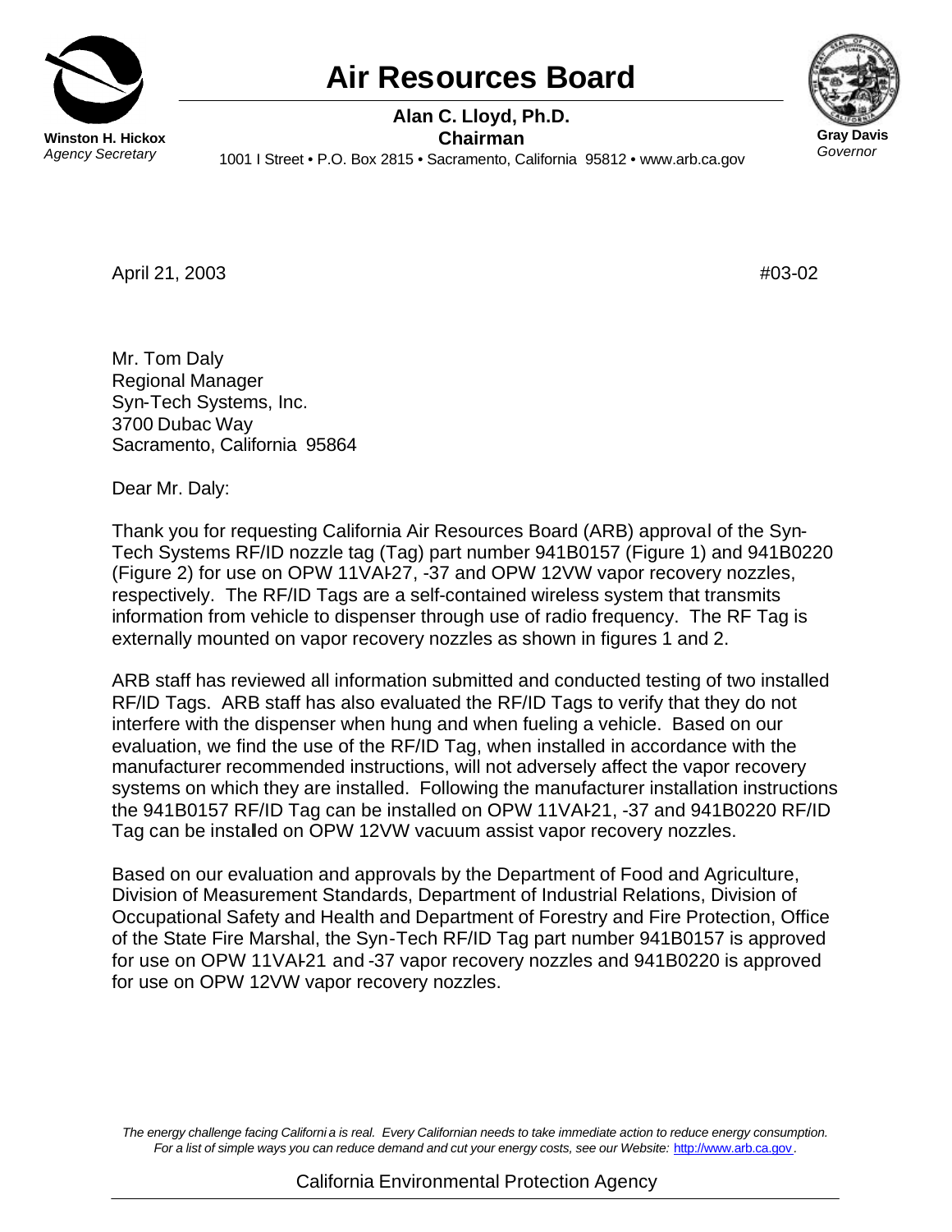# Air Resources Board

**Winston H. Hickox**
*Agency Secretary*

**Alan C. Lloyd, Ph.D.**
**Chairman**
1001 I Street • P.O. Box 2815 • Sacramento, California 95812 • www.arb.ca.gov

**Gray Davis**
*Governor*

April 21, 2003 #03-02

Mr. Tom Daly
Regional Manager
Syn-Tech Systems, Inc.
3700 Dubac Way
Sacramento, California 95864

Dear Mr. Daly:

Thank you for requesting California Air Resources Board (ARB) approval of the Syn-Tech Systems RF/ID nozzle tag (Tag) part number 941B0157 (Figure 1) and 941B0220 (Figure 2) for use on OPW 11VAI-27, -37 and OPW 12VW vapor recovery nozzles, respectively. The RF/ID Tags are a self-contained wireless system that transmits information from vehicle to dispenser through use of radio frequency. The RF Tag is externally mounted on vapor recovery nozzles as shown in figures 1 and 2.

ARB staff has reviewed all information submitted and conducted testing of two installed RF/ID Tags. ARB staff has also evaluated the RF/ID Tags to verify that they do not interfere with the dispenser when hung and when fueling a vehicle. Based on our evaluation, we find the use of the RF/ID Tag, when installed in accordance with the manufacturer recommended instructions, will not adversely affect the vapor recovery systems on which they are installed. Following the manufacturer installation instructions the 941B0157 RF/ID Tag can be installed on OPW 11VAI-21, -37 and 941B0220 RF/ID Tag can be installed on OPW 12VW vacuum assist vapor recovery nozzles.

Based on our evaluation and approvals by the Department of Food and Agriculture, Division of Measurement Standards, Department of Industrial Relations, Division of Occupational Safety and Health and Department of Forestry and Fire Protection, Office of the State Fire Marshal, the Syn-Tech RF/ID Tag part number 941B0157 is approved for use on OPW 11VAI-21 and -37 vapor recovery nozzles and 941B0220 is approved for use on OPW 12VW vapor recovery nozzles.

*The energy challenge facing California is real. Every Californian needs to take immediate action to reduce energy consumption. For a list of simple ways you can reduce demand and cut your energy costs, see our Website:* http://www.arb.ca.gov.

California Environmental Protection Agency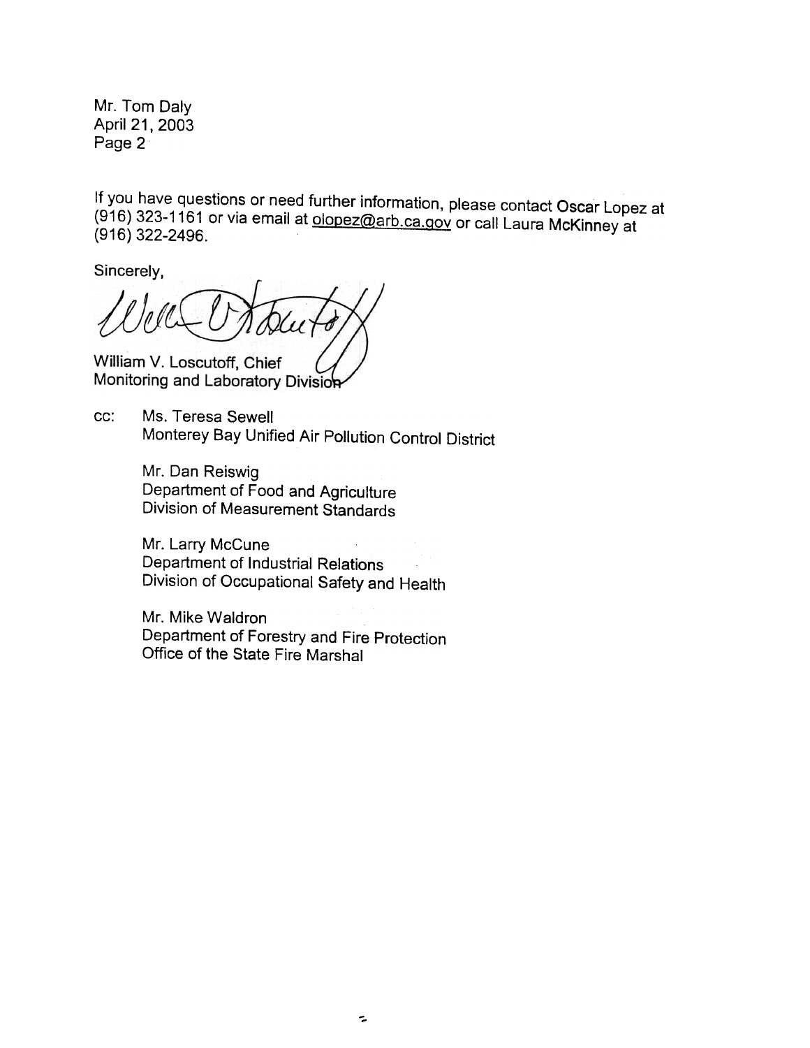Mr. Tom Daly
April 21, 2003
Page 2

If you have questions or need further information, please contact Oscar Lopez at (916) 323-1161 or via email at olopez@arb.ca.gov or call Laura McKinney at (916) 322-2496.

Sincerely,

William V. Loscutoff, Chief
Monitoring and Laboratory Division

cc: Ms. Teresa Sewell
Monterey Bay Unified Air Pollution Control District

Mr. Dan Reiswig
Department of Food and Agriculture
Division of Measurement Standards

Mr. Larry McCune
Department of Industrial Relations
Division of Occupational Safety and Health

Mr. Mike Waldron
Department of Forestry and Fire Protection
Office of the State Fire Marshal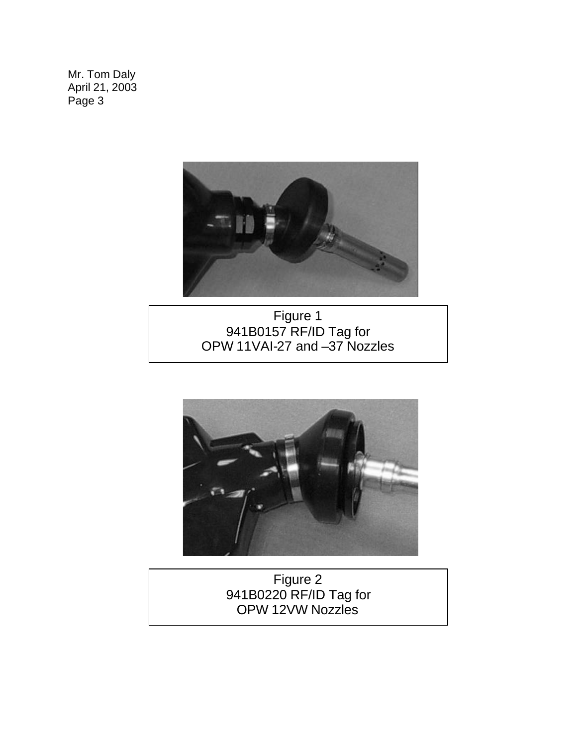Figure 1
941B0157 RF/ID Tag for
OPW 11VAI-27 and –37 Nozzles

Figure 2
941B0220 RF/ID Tag for
OPW 12VW Nozzles